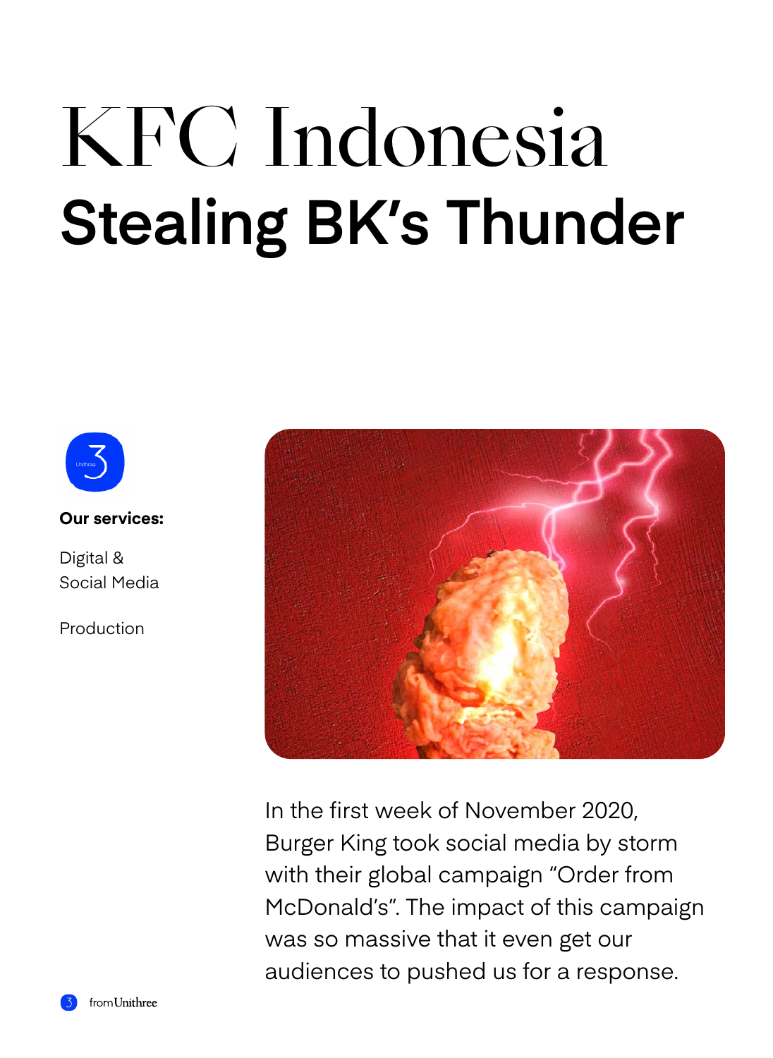# KFC Indonesia

## Stealing BK's Thunder

**Our services:**

Digital &
Social Media

Production

In the first week of November 2020, Burger King took social media by storm with their global campaign "Order from McDonald's". The impact of this campaign was so massive that it even get our audiences to pushed us for a response.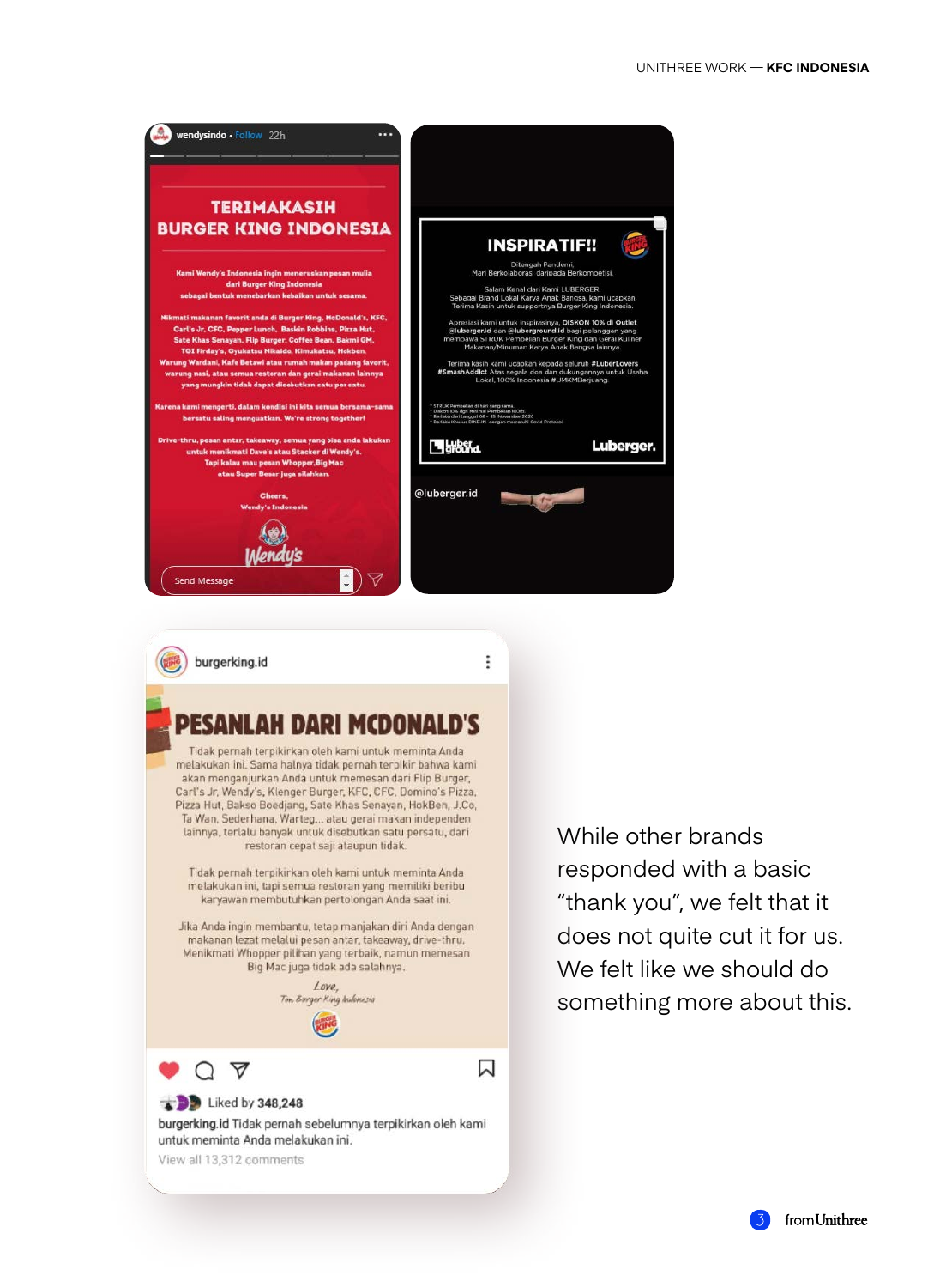While other brands responded with a basic "thank you", we felt that it does not quite cut it for us. We felt like we should do something more about this.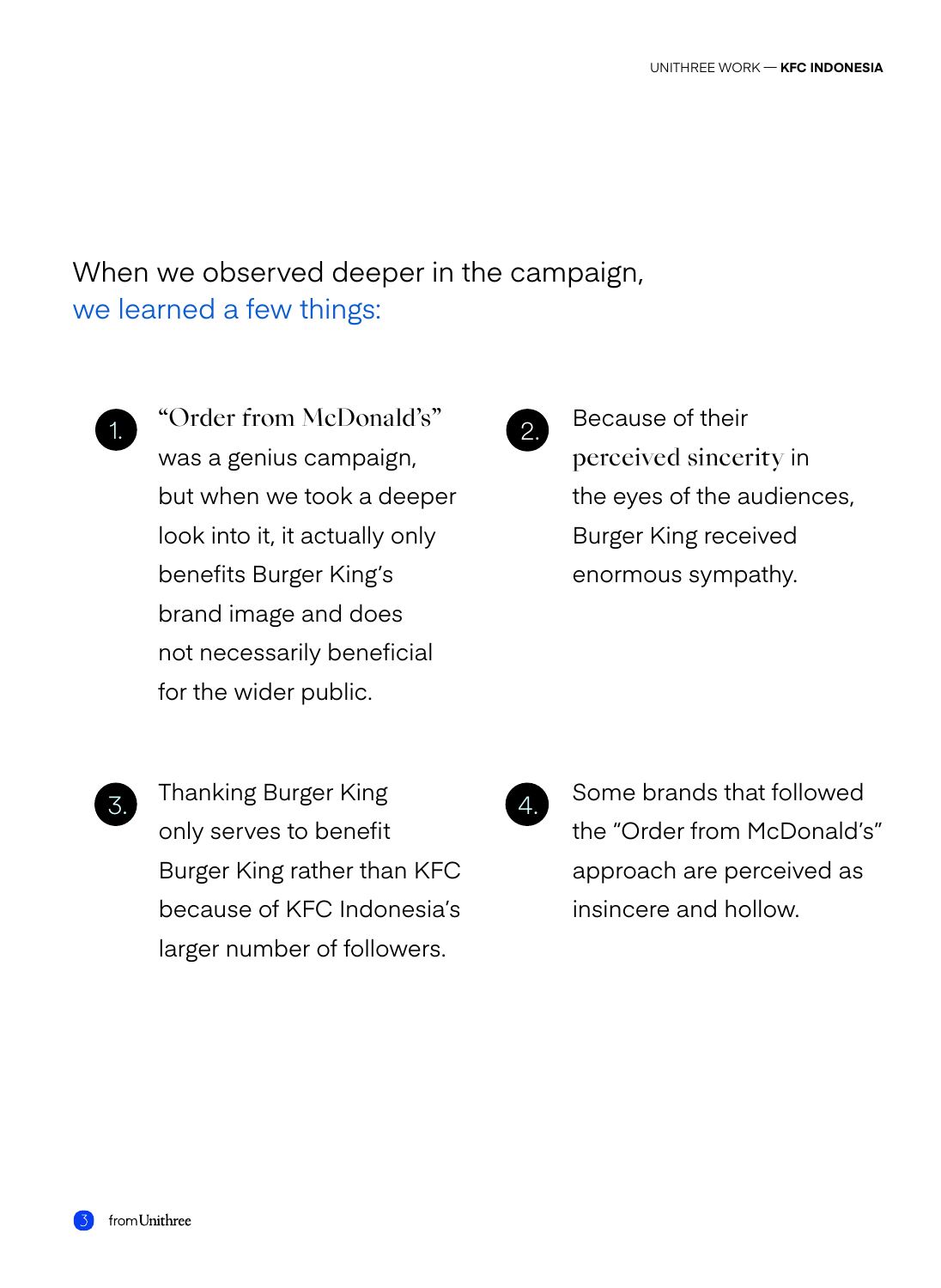## When we observed deeper in the campaign, we learned a few things:

1. "Order from McDonald's" was a genius campaign, but when we took a deeper look into it, it actually only benefits Burger King's brand image and does not necessarily beneficial for the wider public.

2. Because of their perceived sincerity in the eyes of the audiences, Burger King received enormous sympathy.

3. Thanking Burger King only serves to benefit Burger King rather than KFC because of KFC Indonesia's larger number of followers.

4. Some brands that followed the "Order from McDonald's" approach are perceived as insincere and hollow.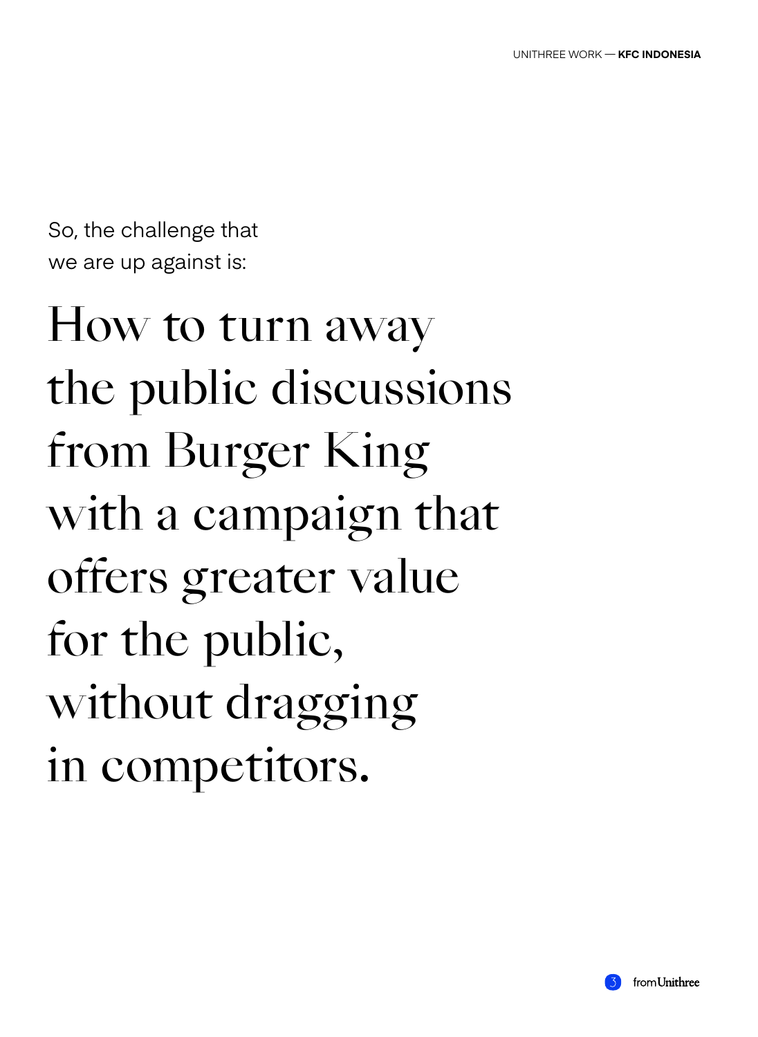So, the challenge that we are up against is:

# How to turn away the public discussions from Burger King with a campaign that offers greater value for the public, without dragging in competitors.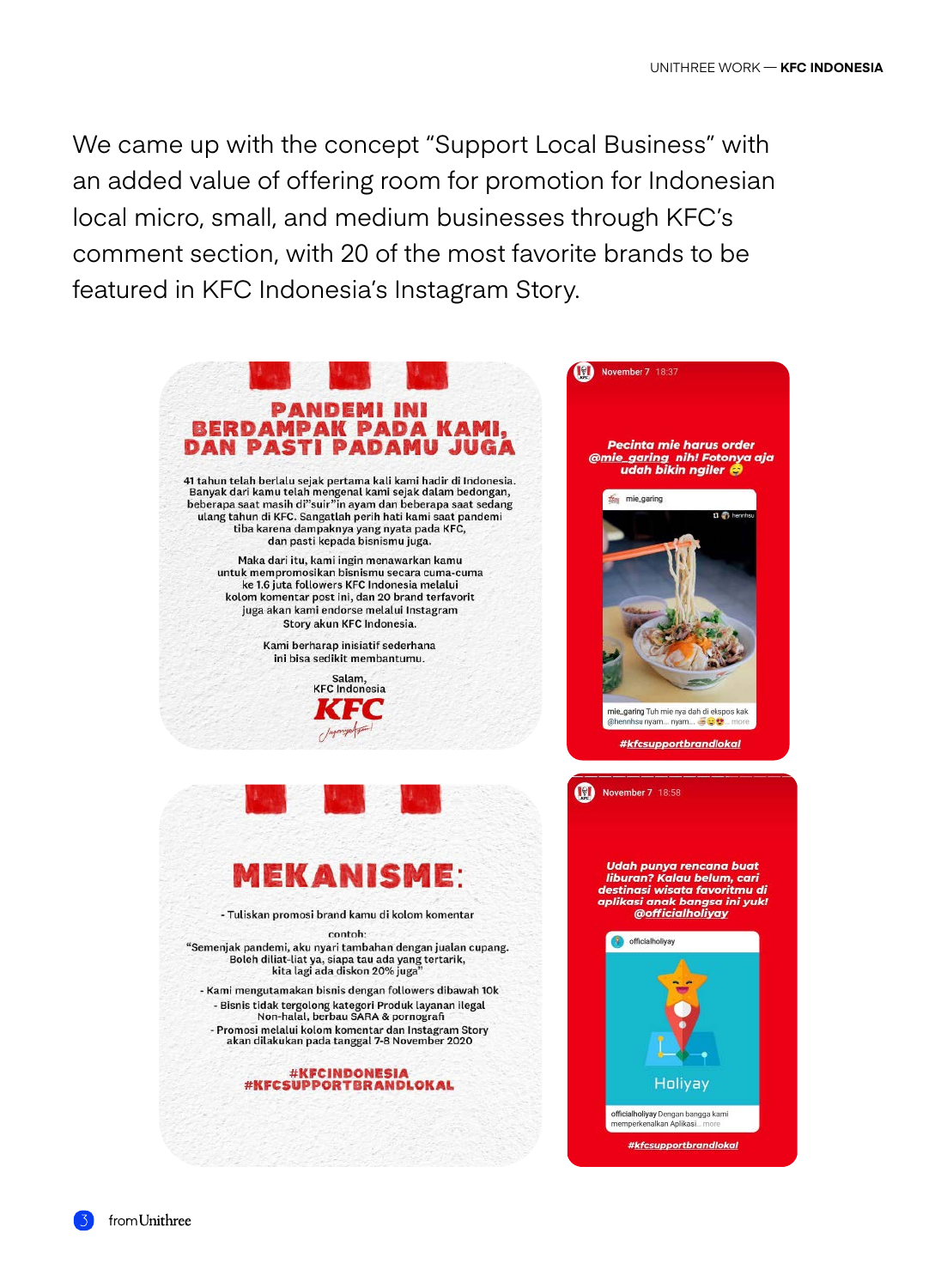We came up with the concept “Support Local Business” with an added value of offering room for promotion for Indonesian local micro, small, and medium businesses through KFC’s comment section, with 20 of the most favorite brands to be featured in KFC Indonesia’s Instagram Story.

## PANDEMI INI BERDAMPAK PADA KAMI, DAN PASTI PADAMU JUGA

41 tahun telah berlalu sejak pertama kali kami hadir di Indonesia. Banyak dari kamu telah mengenal kami sejak dalam bedongan, beberapa saat masih di"suir"in ayam dan beberapa saat sedang ulang tahun di KFC. Sangatlah perih hati kami saat pandemi tiba karena dampaknya yang nyata pada KFC, dan pasti kepada bisnismu juga.

Maka dari itu, kami ingin menawarkan kamu untuk mempromosikan bisnismu secara cuma-cuma ke 1.6 juta followers KFC Indonesia melalui kolom komentar post ini, dan 20 brand terfavorit juga akan kami endorse melalui Instagram Story akun KFC Indonesia.

Kami berharap inisiatif sederhana ini bisa sedikit membantumu.

Salam,
KFC Indonesia

November 7 18:37

Pecinta mie harus order @mie_garing nih! Fotonya aja udah bikin ngiler

mie_garing Tuh mie nya dah di ekspos kak @hennhsu nyam... nyam... more

#kfcsupportbrandlokal

## MEKANISME:

- Tuliskan promosi brand kamu di kolom komentar

contoh:
“Semenjak pandemi, aku nyari tambahan dengan jualan cupang. Boleh diliat-liat ya, siapa tau ada yang tertarik, kita lagi ada diskon 20% juga”

- Kami mengutamakan bisnis dengan followers dibawah 10k
- Bisnis tidak tergolong kategori Produk layanan ilegal Non-halal, berbau SARA & pornografi
- Promosi melalui kolom komentar dan Instagram Story akan dilakukan pada tanggal 7-8 November 2020

#KFCINDONESIA
#KFCSUPPORTBRANDLOKAL

November 7 18:58

Udah punya rencana buat liburan? Kalau belum, cari destinasi wisata favoritmu di aplikasi anak bangsa ini yuk! @officialholiyay

Holiyay

officialholiyay Dengan bangga kami memperkenalkan Aplikasi... more

#kfcsupportbrandlokal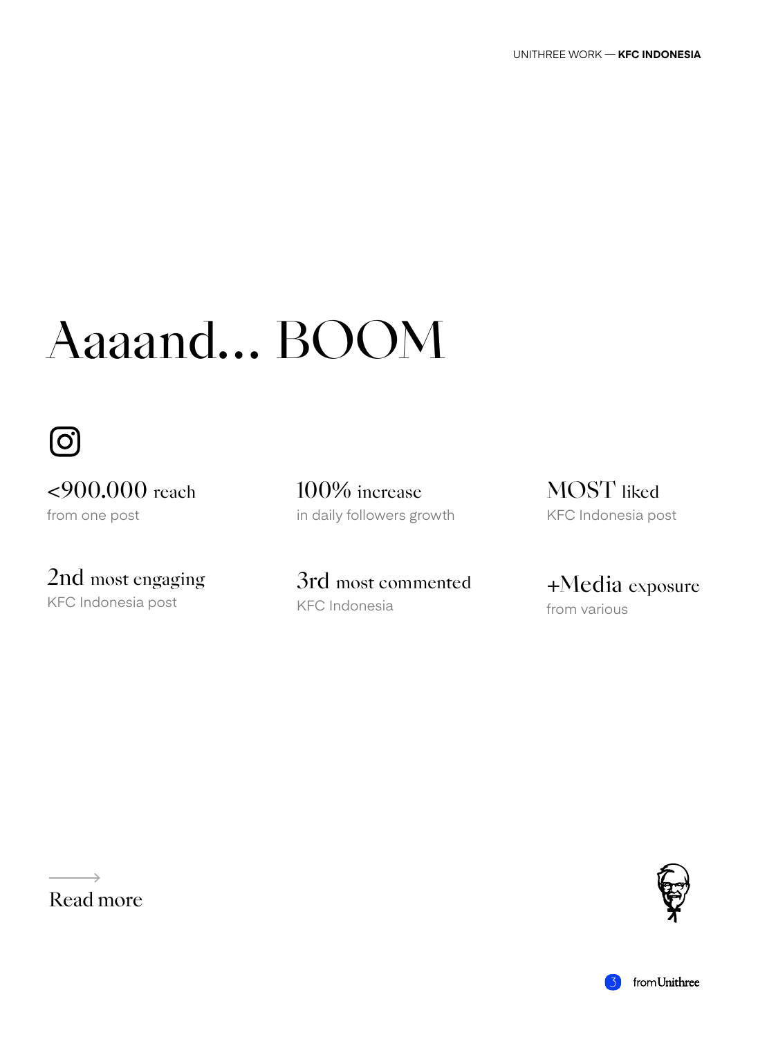# Aaaand... BOOM

<900.000 reach
from one post

100% increase
in daily followers growth

MOST liked
KFC Indonesia post

2nd most engaging
KFC Indonesia post

3rd most commented
KFC Indonesia

+Media exposure
from various

Read more